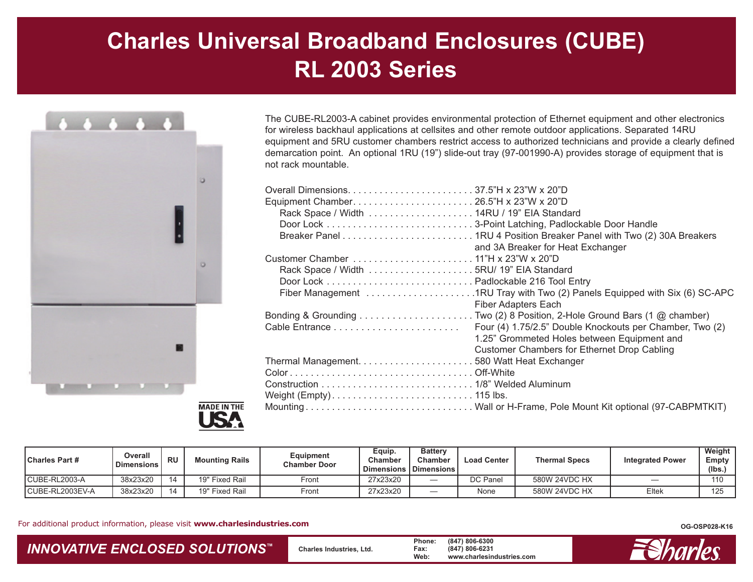# Charles Universal Broadband Enclosures (CUBE)
# RL 2003 Series

The CUBE-RL2003-A cabinet provides environmental protection of Ethernet equipment and other electronics for wireless backhaul applications at cellsites and other remote outdoor applications. Separated 14RU equipment and 5RU customer chambers restrict access to authorized technicians and provide a clearly defined demarcation point. An optional 1RU (19") slide-out tray (97-001990-A) provides storage of equipment that is not rack mountable.

- Overall Dimensions: 37.5"H x 23"W x 20"D
- Equipment Chamber: 26.5"H x 23"W x 20"D
  - Rack Space / Width: 14RU / 19" EIA Standard
  - Door Lock: 3-Point Latching, Padlockable Door Handle
  - Breaker Panel: 1RU 4 Position Breaker Panel with Two (2) 30A Breakers and 3A Breaker for Heat Exchanger
- Customer Chamber: 11"H x 23"W x 20"D
  - Rack Space / Width: 5RU/ 19" EIA Standard
  - Door Lock: Padlockable 216 Tool Entry
  - Fiber Management: 1RU Tray with Two (2) Panels Equipped with Six (6) SC-APC Fiber Adapters Each
- Bonding & Grounding: Two (2) 8 Position, 2-Hole Ground Bars (1 @ chamber)
- Cable Entrance: Four (4) 1.75/2.5" Double Knockouts per Chamber, Two (2) 1.25" Grommeted Holes between Equipment and Customer Chambers for Ethernet Drop Cabling
- Thermal Management: 580 Watt Heat Exchanger
- Color: Off-White
- Construction: 1/8" Welded Aluminum
- Weight (Empty): 115 lbs.
- Mounting: Wall or H-Frame, Pole Mount Kit optional (97-CABPMTKIT)

MADE IN THE USA

| Charles Part # | Overall Dimensions | RU | Mounting Rails | Equipment Chamber Door | Equip. Chamber Dimensions | Battery Chamber Dimensions | Load Center | Thermal Specs | Integrated Power | Weight Empty (lbs.) |
|---|---|---|---|---|---|---|---|---|---|---|
| CUBE-RL2003-A | 38x23x20 | 14 | 19" Fixed Rail | Front | 27x23x20 | — | DC Panel | 580W 24VDC HX | — | 110 |
| CUBE-RL2003EV-A | 38x23x20 | 14 | 19" Fixed Rail | Front | 27x23x20 | — | None | 580W 24VDC HX | Eltek | 125 |

For additional product information, please visit **www.charlesindustries.com**

OG-OSP028-K16

*INNOVATIVE ENCLOSED SOLUTIONS™*

Charles Industries, Ltd.
Phone: (847) 806-6300
Fax: (847) 806-6231
Web: www.charlesindustries.com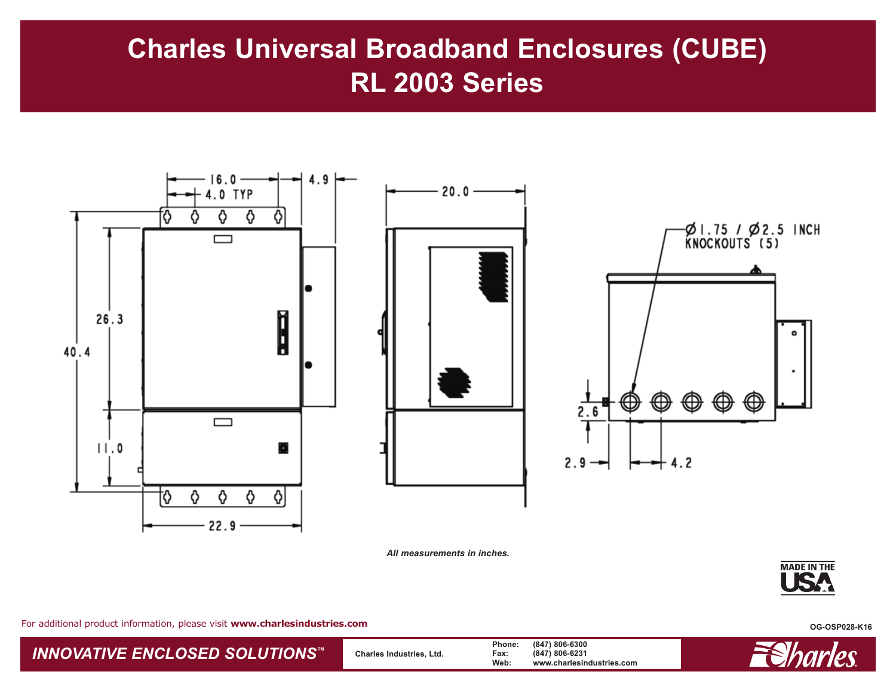# Charles Universal Broadband Enclosures (CUBE)
# RL 2003 Series

16.0

4.0 TYP

4.9

20.0

26.3

40.4

11.0

22.9

Ø1.75 / Ø2.5 INCH KNOCKOUTS (5)

2.6

2.9

4.2

*All measurements in inches.*

MADE IN THE USA

For additional product information, please visit **www.charlesindustries.com**

OG-OSP028-K16

***INNOVATIVE ENCLOSED SOLUTIONS™***

**Charles Industries, Ltd.**

**Phone:** (847) 806-6300
**Fax:** (847) 806-6231
**Web:** www.charlesindustries.com

Charles